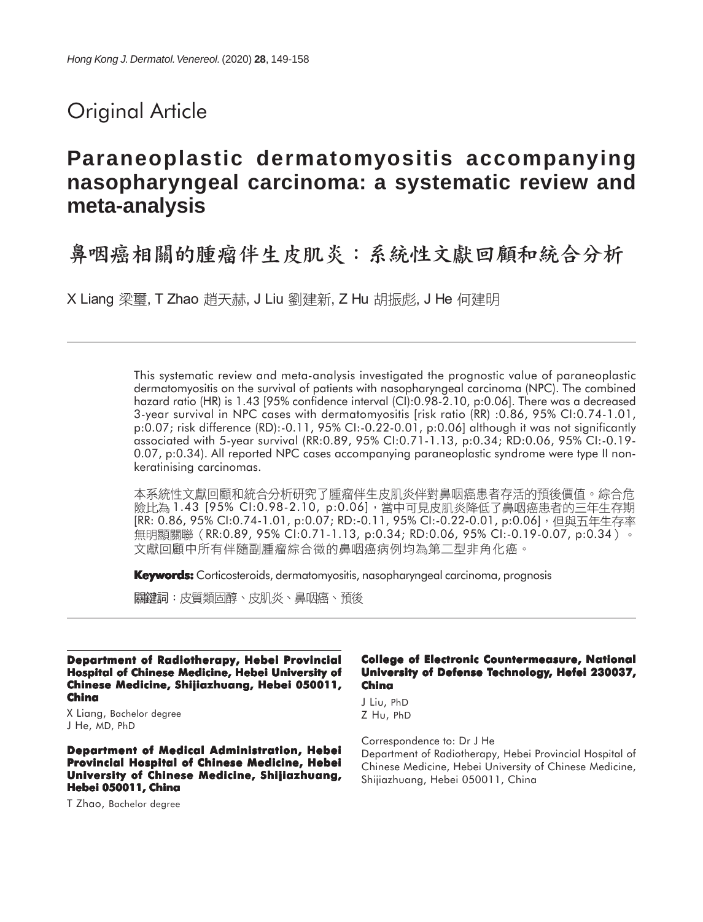Original Article

# Paraneoplastic dermatomyositis accompanying nasopharyngeal carcinoma: a systematic review and meta-analysis

# 鼻咽癌相關的腫瘤伴生皮肌炎：系統性文獻回顧和統合分析

X Liang 梁璽, T Zhao 趙天赫, J Liu 劉建新, Z Hu 胡振彪, J He 何建明

---

This systematic review and meta-analysis investigated the prognostic value of paraneoplastic dermatomyositis on the survival of patients with nasopharyngeal carcinoma (NPC). The combined hazard ratio (HR) is 1.43 [95% confidence interval (CI):0.98-2.10, p:0.06]. There was a decreased 3-year survival in NPC cases with dermatomyositis [risk ratio (RR) :0.86, 95% CI:0.74-1.01, p:0.07; risk difference (RD):-0.11, 95% CI:-0.22-0.01, p:0.06] although it was not significantly associated with 5-year survival (RR:0.89, 95% CI:0.71-1.13, p:0.34; RD:0.06, 95% CI:-0.19-0.07, p:0.34). All reported NPC cases accompanying paraneoplastic syndrome were type II non-keratinising carcinomas.

本系統性文獻回顧和統合分析研究了腫瘤伴生皮肌炎伴對鼻咽癌患者存活的預後價值。綜合危險比為1.43 [95% CI:0.98-2.10, p:0.06]，當中可見皮肌炎降低了鼻咽癌患者的三年生存期[RR: 0.86, 95% CI:0.74-1.01, p:0.07; RD:-0.11, 95% CI:-0.22-0.01, p:0.06]，但與五年生存率無明顯關聯（RR:0.89, 95% CI:0.71-1.13, p:0.34; RD:0.06, 95% CI:-0.19-0.07, p:0.34）。文獻回顧中所有伴隨副腫瘤綜合徵的鼻咽癌病例均為第二型非角化癌。

**Keywords:** Corticosteroids, dermatomyositis, nasopharyngeal carcinoma, prognosis

**關鍵詞：**皮質類固醇、皮肌炎、鼻咽癌、預後

---

**Department of Radiotherapy, Hebei Provincial Hospital of Chinese Medicine, Hebei University of Chinese Medicine, Shijiazhuang, Hebei 050011, China**

X Liang, Bachelor degree
J He, MD, PhD

**Department of Medical Administration, Hebei Provincial Hospital of Chinese Medicine, Hebei University of Chinese Medicine, Shijiazhuang, Hebei 050011, China**

T Zhao, Bachelor degree

**College of Electronic Countermeasure, National University of Defense Technology, Hefei 230037, China**

J Liu, PhD
Z Hu, PhD

Correspondence to: Dr J He
Department of Radiotherapy, Hebei Provincial Hospital of Chinese Medicine, Hebei University of Chinese Medicine, Shijiazhuang, Hebei 050011, China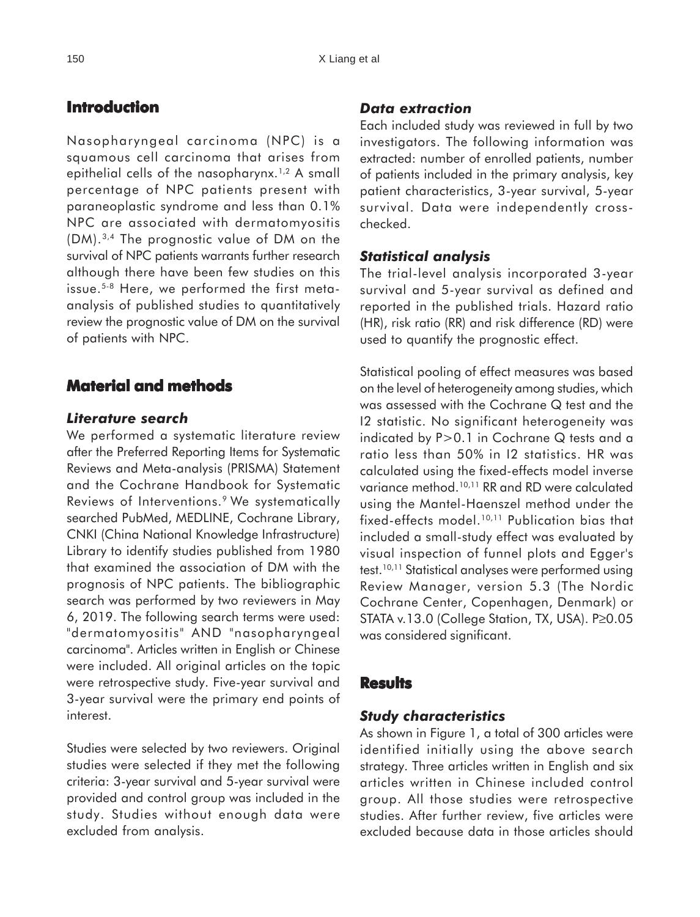## Introduction

Nasopharyngeal carcinoma (NPC) is a squamous cell carcinoma that arises from epithelial cells of the nasopharynx.[1,2] A small percentage of NPC patients present with paraneoplastic syndrome and less than 0.1% NPC are associated with dermatomyositis (DM).[3,4] The prognostic value of DM on the survival of NPC patients warrants further research although there have been few studies on this issue.[5-8] Here, we performed the first meta-analysis of published studies to quantitatively review the prognostic value of DM on the survival of patients with NPC.

## Material and methods

### *Literature search*

We performed a systematic literature review after the Preferred Reporting Items for Systematic Reviews and Meta-analysis (PRISMA) Statement and the Cochrane Handbook for Systematic Reviews of Interventions.[9] We systematically searched PubMed, MEDLINE, Cochrane Library, CNKI (China National Knowledge Infrastructure) Library to identify studies published from 1980 that examined the association of DM with the prognosis of NPC patients. The bibliographic search was performed by two reviewers in May 6, 2019. The following search terms were used: "dermatomyositis" AND "nasopharyngeal carcinoma". Articles written in English or Chinese were included. All original articles on the topic were retrospective study. Five-year survival and 3-year survival were the primary end points of interest.

Studies were selected by two reviewers. Original studies were selected if they met the following criteria: 3-year survival and 5-year survival were provided and control group was included in the study. Studies without enough data were excluded from analysis.

### *Data extraction*

Each included study was reviewed in full by two investigators. The following information was extracted: number of enrolled patients, number of patients included in the primary analysis, key patient characteristics, 3-year survival, 5-year survival. Data were independently cross-checked.

### *Statistical analysis*

The trial-level analysis incorporated 3-year survival and 5-year survival as defined and reported in the published trials. Hazard ratio (HR), risk ratio (RR) and risk difference (RD) were used to quantify the prognostic effect.

Statistical pooling of effect measures was based on the level of heterogeneity among studies, which was assessed with the Cochrane Q test and the I2 statistic. No significant heterogeneity was indicated by $P>0.1$ in Cochrane Q tests and a ratio less than 50% in I2 statistics. HR was calculated using the fixed-effects model inverse variance method.[10,11] RR and RD were calculated using the Mantel-Haenszel method under the fixed-effects model.[10,11] Publication bias that included a small-study effect was evaluated by visual inspection of funnel plots and Egger's test.[10,11] Statistical analyses were performed using Review Manager, version 5.3 (The Nordic Cochrane Center, Copenhagen, Denmark) or STATA v.13.0 (College Station, TX, USA). $P\geq 0.05$ was considered significant.

## Results

### *Study characteristics*

As shown in Figure 1, a total of 300 articles were identified initially using the above search strategy. Three articles written in English and six articles written in Chinese included control group. All those studies were retrospective studies. After further review, five articles were excluded because data in those articles should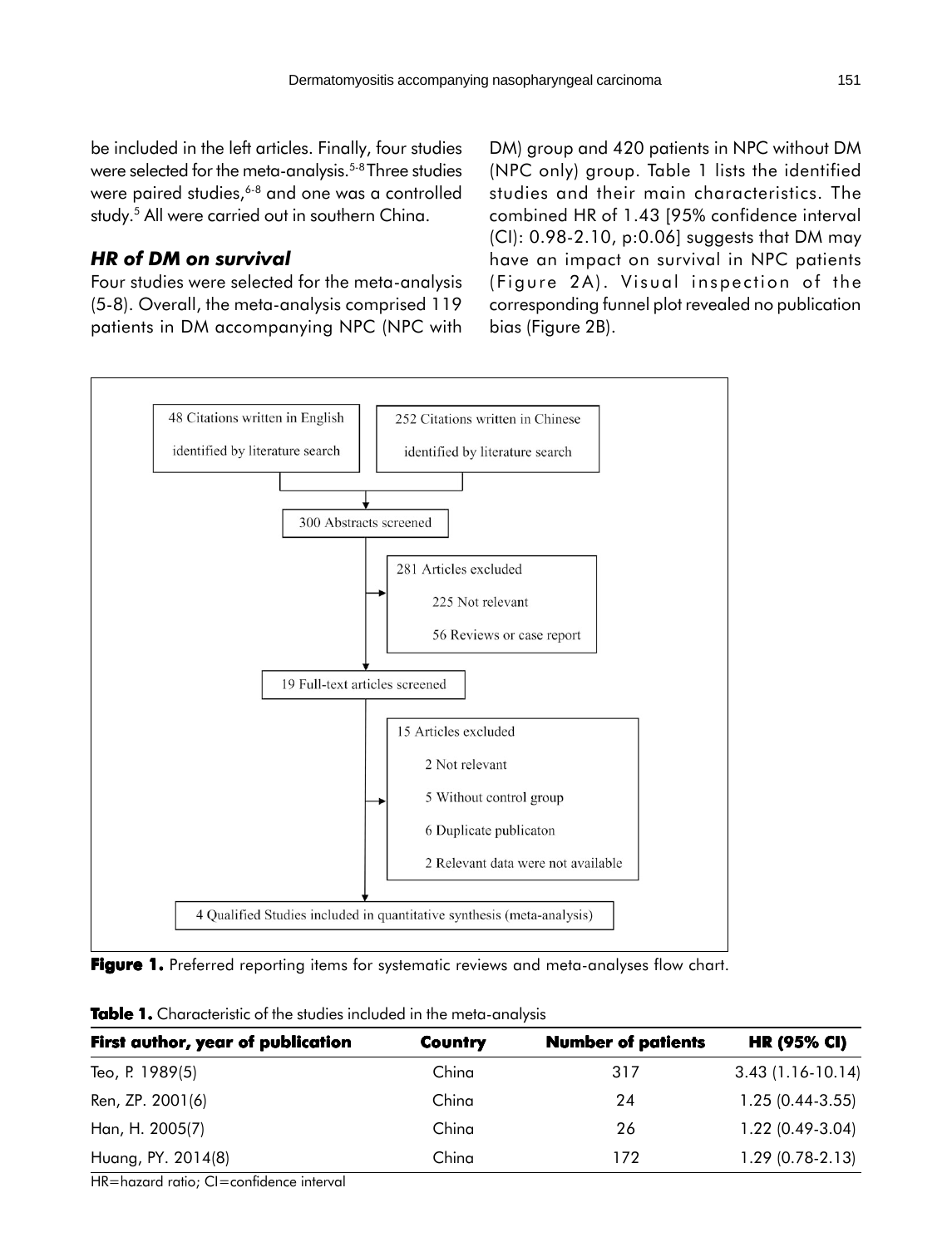be included in the left articles. Finally, four studies were selected for the meta-analysis.[5-8] Three studies were paired studies,[6-8] and one was a controlled study.[5] All were carried out in southern China.

### *HR of DM on survival*

Four studies were selected for the meta-analysis (5-8). Overall, the meta-analysis comprised 119 patients in DM accompanying NPC (NPC with DM) group and 420 patients in NPC without DM (NPC only) group. Table 1 lists the identified studies and their main characteristics. The combined HR of 1.43 [95% confidence interval (CI): 0.98-2.10, p:0.06] suggests that DM may have an impact on survival in NPC patients (Figure 2A). Visual inspection of the corresponding funnel plot revealed no publication bias (Figure 2B).

48 Citations written in English identified by literature search

252 Citations written in Chinese identified by literature search

300 Abstracts screened

281 Articles excluded
- 225 Not relevant
- 56 Reviews or case report

19 Full-text articles screened

15 Articles excluded
- 2 Not relevant
- 5 Without control group
- 6 Duplicate publicaton
- 2 Relevant data were not available

4 Qualified Studies included in quantitative synthesis (meta-analysis)

**Figure 1.** Preferred reporting items for systematic reviews and meta-analyses flow chart.

**Table 1.** Characteristic of the studies included in the meta-analysis

| First author, year of publication | Country | Number of patients | HR (95% CI) |
|---|---|---|---|
| Teo, P. 1989(5) | China | 317 | 3.43 (1.16-10.14) |
| Ren, ZP. 2001(6) | China | 24 | 1.25 (0.44-3.55) |
| Han, H. 2005(7) | China | 26 | 1.22 (0.49-3.04) |
| Huang, PY. 2014(8) | China | 172 | 1.29 (0.78-2.13) |

HR=hazard ratio; CI=confidence interval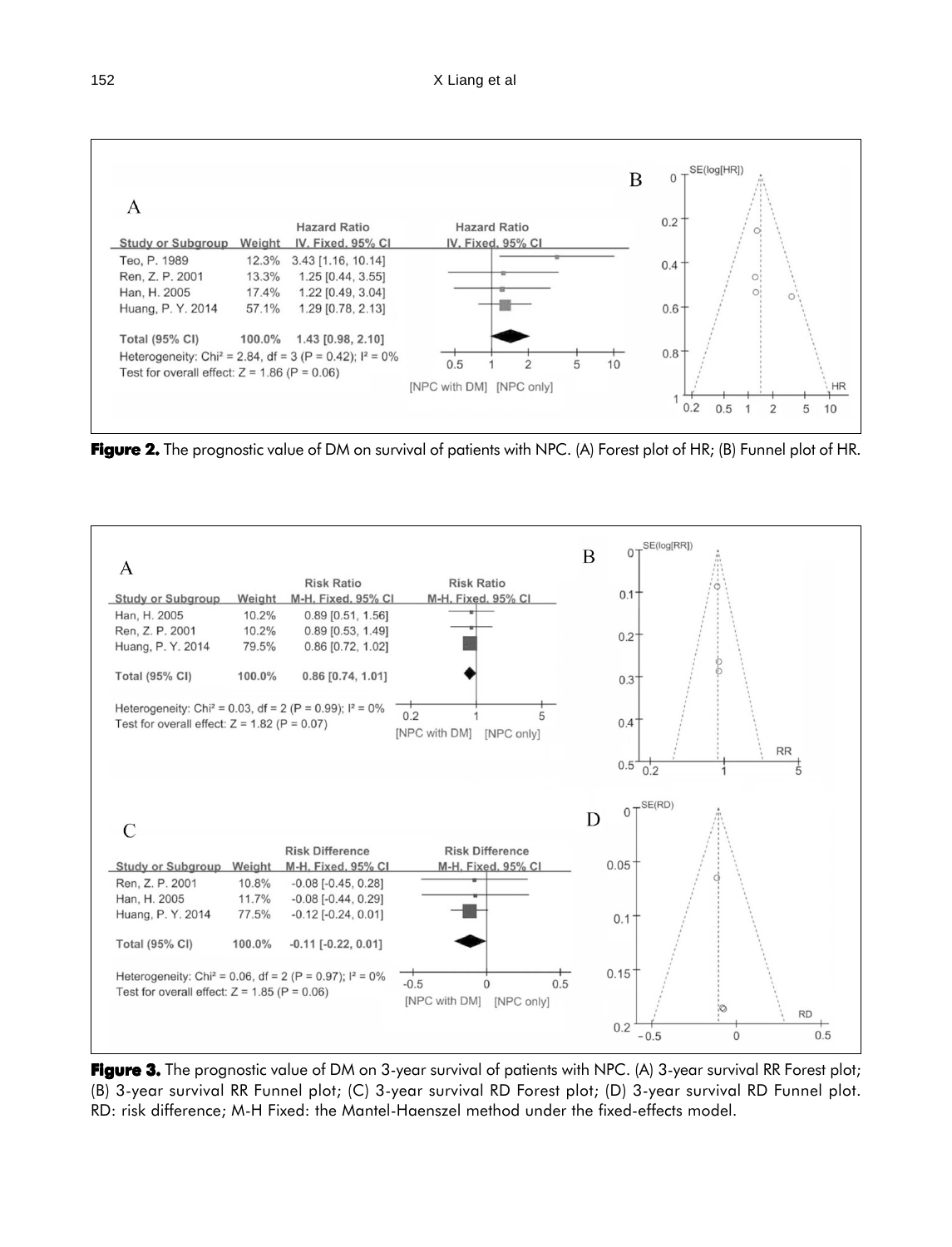**A**

| Study or Subgroup | Weight | Hazard Ratio IV, Fixed, 95% CI |
| --- | --- | --- |
| Teo, P. 1989 | 12.3% | 3.43 [1.16, 10.14] |
| Ren, Z. P. 2001 | 13.3% | 1.25 [0.44, 3.55] |
| Han, H. 2005 | 17.4% | 1.22 [0.49, 3.04] |
| Huang, P. Y. 2014 | 57.1% | 1.29 [0.78, 2.13] |
| **Total (95% CI)** | **100.0%** | **1.43 [0.98, 2.10]** |

Heterogeneity: $Chi^2 = 2.84$, $df = 3$ ($P = 0.42$); $I^2 = 0\%$

Test for overall effect: $Z = 1.86$ ($P = 0.06$)

[NPC with DM] [NPC only]

**Figure 2.** The prognostic value of DM on survival of patients with NPC. (A) Forest plot of HR; (B) Funnel plot of HR.

**A**

| Study or Subgroup | Weight | Risk Ratio M-H, Fixed, 95% CI |
| --- | --- | --- |
| Han, H. 2005 | 10.2% | 0.89 [0.51, 1.56] |
| Ren, Z. P. 2001 | 10.2% | 0.89 [0.53, 1.49] |
| Huang, P. Y. 2014 | 79.5% | 0.86 [0.72, 1.02] |
| **Total (95% CI)** | **100.0%** | **0.86 [0.74, 1.01]** |

Heterogeneity: $Chi^2 = 0.03$, $df = 2$ ($P = 0.99$); $I^2 = 0\%$

Test for overall effect: $Z = 1.82$ ($P = 0.07$)

[NPC with DM] [NPC only]

**C**

| Study or Subgroup | Weight | Risk Difference M-H, Fixed, 95% CI |
| --- | --- | --- |
| Ren, Z. P. 2001 | 10.8% | -0.08 [-0.45, 0.28] |
| Han, H. 2005 | 11.7% | -0.08 [-0.44, 0.29] |
| Huang, P. Y. 2014 | 77.5% | -0.12 [-0.24, 0.01] |
| **Total (95% CI)** | **100.0%** | **-0.11 [-0.22, 0.01]** |

Heterogeneity: $Chi^2 = 0.06$, $df = 2$ ($P = 0.97$); $I^2 = 0\%$

Test for overall effect: $Z = 1.85$ ($P = 0.06$)

[NPC with DM] [NPC only]

**Figure 3.** The prognostic value of DM on 3-year survival of patients with NPC. (A) 3-year survival RR Forest plot; (B) 3-year survival RR Funnel plot; (C) 3-year survival RD Forest plot; (D) 3-year survival RD Funnel plot. RD: risk difference; M-H Fixed: the Mantel-Haenszel method under the fixed-effects model.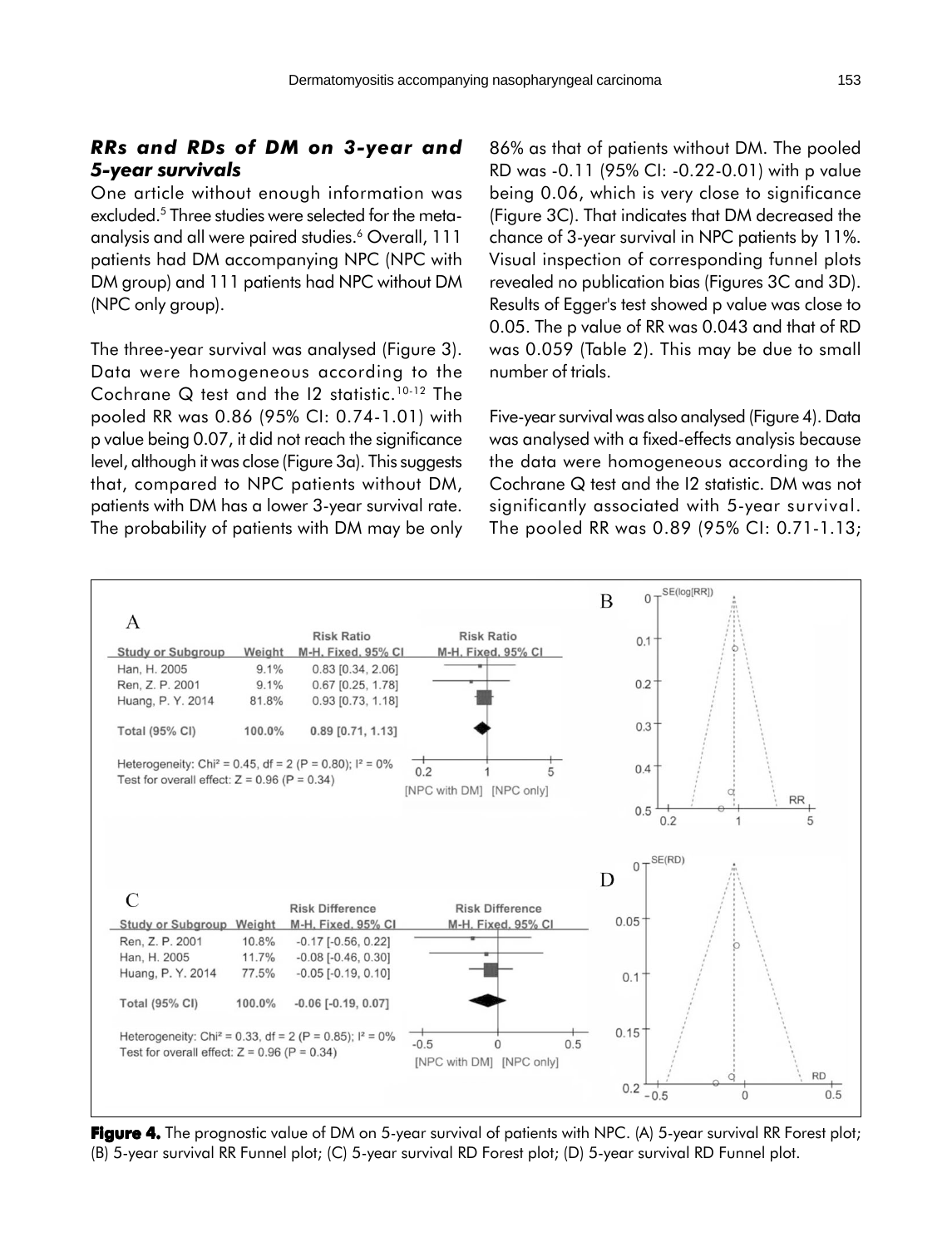### *RRs and RDs of DM on 3-year and 5-year survivals*

One article without enough information was excluded.[5] Three studies were selected for the meta-analysis and all were paired studies.[6] Overall, 111 patients had DM accompanying NPC (NPC with DM group) and 111 patients had NPC without DM (NPC only group).

The three-year survival was analysed (Figure 3). Data were homogeneous according to the Cochrane Q test and the I2 statistic.[10-12] The pooled RR was 0.86 (95% CI: 0.74-1.01) with p value being 0.07, it did not reach the significance level, although it was close (Figure 3a). This suggests that, compared to NPC patients without DM, patients with DM has a lower 3-year survival rate. The probability of patients with DM may be only 86% as that of patients without DM. The pooled RD was -0.11 (95% CI: -0.22-0.01) with p value being 0.06, which is very close to significance (Figure 3C). That indicates that DM decreased the chance of 3-year survival in NPC patients by 11%. Visual inspection of corresponding funnel plots revealed no publication bias (Figures 3C and 3D). Results of Egger's test showed p value was close to 0.05. The p value of RR was 0.043 and that of RD was 0.059 (Table 2). This may be due to small number of trials.

Five-year survival was also analysed (Figure 4). Data was analysed with a fixed-effects analysis because the data were homogeneous according to the Cochrane Q test and the I2 statistic. DM was not significantly associated with 5-year survival. The pooled RR was 0.89 (95% CI: 0.71-1.13;

A

| Study or Subgroup | Weight | Risk Ratio M-H, Fixed, 95% CI |
|---|---|---|
| Han, H. 2005 | 9.1% | 0.83 [0.34, 2.06] |
| Ren, Z. P. 2001 | 9.1% | 0.67 [0.25, 1.78] |
| Huang, P. Y. 2014 | 81.8% | 0.93 [0.73, 1.18] |
| **Total (95% CI)** | **100.0%** | **0.89 [0.71, 1.13]** |

Heterogeneity: Chi² = 0.45, df = 2 (P = 0.80); I² = 0%
Test for overall effect: Z = 0.96 (P = 0.34)

C

| Study or Subgroup | Weight | Risk Difference M-H, Fixed, 95% CI |
|---|---|---|
| Ren, Z. P. 2001 | 10.8% | -0.17 [-0.56, 0.22] |
| Han, H. 2005 | 11.7% | -0.08 [-0.46, 0.30] |
| Huang, P. Y. 2014 | 77.5% | -0.05 [-0.19, 0.10] |
| **Total (95% CI)** | **100.0%** | **-0.06 [-0.19, 0.07]** |

Heterogeneity: Chi² = 0.33, df = 2 (P = 0.85); I² = 0%
Test for overall effect: Z = 0.96 (P = 0.34)

**Figure 4.** The prognostic value of DM on 5-year survival of patients with NPC. (A) 5-year survival RR Forest plot; (B) 5-year survival RR Funnel plot; (C) 5-year survival RD Forest plot; (D) 5-year survival RD Funnel plot.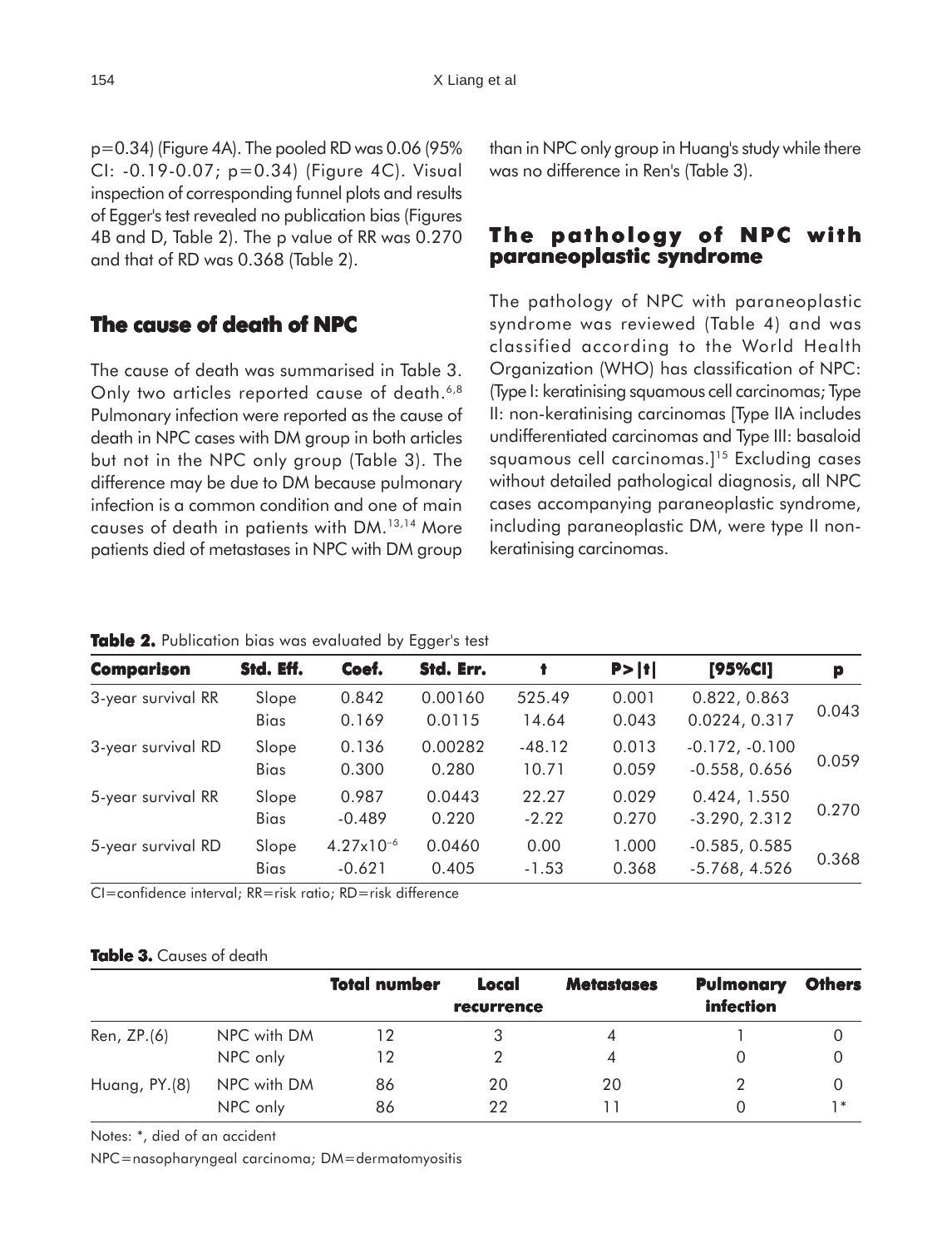p=0.34) (Figure 4A). The pooled RD was 0.06 (95% CI: -0.19-0.07; p=0.34) (Figure 4C). Visual inspection of corresponding funnel plots and results of Egger's test revealed no publication bias (Figures 4B and D, Table 2). The p value of RR was 0.270 and that of RD was 0.368 (Table 2).

## The cause of death of NPC

The cause of death was summarised in Table 3. Only two articles reported cause of death.[6,8] Pulmonary infection were reported as the cause of death in NPC cases with DM group in both articles but not in the NPC only group (Table 3). The difference may be due to DM because pulmonary infection is a common condition and one of main causes of death in patients with DM.[13,14] More patients died of metastases in NPC with DM group than in NPC only group in Huang's study while there was no difference in Ren's (Table 3).

## The pathology of NPC with paraneoplastic syndrome

The pathology of NPC with paraneoplastic syndrome was reviewed (Table 4) and was classified according to the World Health Organization (WHO) has classification of NPC: (Type I: keratinising squamous cell carcinomas; Type II: non-keratinising carcinomas [Type IIA includes undifferentiated carcinomas and Type III: basaloid squamous cell carcinomas.][15] Excluding cases without detailed pathological diagnosis, all NPC cases accompanying paraneoplastic syndrome, including paraneoplastic DM, were type II non-keratinising carcinomas.

**Table 2.** Publication bias was evaluated by Egger's test

| Comparison | Std. Eff. | Coef. | Std. Err. | t | P>\|t\| | [95%CI] | p |
|---|---|---|---|---|---|---|---|
| 3-year survival RR | Slope | 0.842 | 0.00160 | 525.49 | 0.001 | 0.822, 0.863 | 0.043 |
| | Bias | 0.169 | 0.0115 | 14.64 | 0.043 | 0.0224, 0.317 | |
| 3-year survival RD | Slope | 0.136 | 0.00282 | -48.12 | 0.013 | -0.172, -0.100 | 0.059 |
| | Bias | 0.300 | 0.280 | 10.71 | 0.059 | -0.558, 0.656 | |
| 5-year survival RR | Slope | 0.987 | 0.0443 | 22.27 | 0.029 | 0.424, 1.550 | 0.270 |
| | Bias | -0.489 | 0.220 | -2.22 | 0.270 | -3.290, 2.312 | |
| 5-year survival RD | Slope | $4.27 \times 10^{-6}$ | 0.0460 | 0.00 | 1.000 | -0.585, 0.585 | 0.368 |
| | Bias | -0.621 | 0.405 | -1.53 | 0.368 | -5.768, 4.526 | |

CI=confidence interval; RR=risk ratio; RD=risk difference

**Table 3.** Causes of death

| | | Total number | Local recurrence | Metastases | Pulmonary infection | Others |
|---|---|---|---|---|---|---|
| Ren, ZP.(6) | NPC with DM | 12 | 3 | 4 | 1 | 0 |
| | NPC only | 12 | 2 | 4 | 0 | 0 |
| Huang, PY.(8) | NPC with DM | 86 | 20 | 20 | 2 | 0 |
| | NPC only | 86 | 22 | 11 | 0 | 1* |

Notes: *, died of an accident

NPC=nasopharyngeal carcinoma; DM=dermatomyositis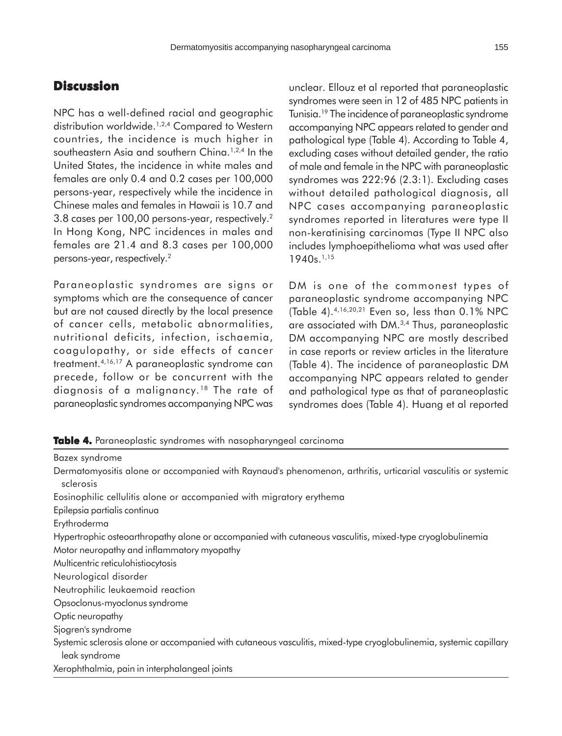## Discussion

NPC has a well-defined racial and geographic distribution worldwide.[1,2,4] Compared to Western countries, the incidence is much higher in southeastern Asia and southern China.[1,2,4] In the United States, the incidence in white males and females are only 0.4 and 0.2 cases per 100,000 persons-year, respectively while the incidence in Chinese males and females in Hawaii is 10.7 and 3.8 cases per 100,00 persons-year, respectively.[2] In Hong Kong, NPC incidences in males and females are 21.4 and 8.3 cases per 100,000 persons-year, respectively.[2]

Paraneoplastic syndromes are signs or symptoms which are the consequence of cancer but are not caused directly by the local presence of cancer cells, metabolic abnormalities, nutritional deficits, infection, ischaemia, coagulopathy, or side effects of cancer treatment.[4,16,17] A paraneoplastic syndrome can precede, follow or be concurrent with the diagnosis of a malignancy.[18] The rate of paraneoplastic syndromes accompanying NPC was unclear. Ellouz et al reported that paraneoplastic syndromes were seen in 12 of 485 NPC patients in Tunisia.[19] The incidence of paraneoplastic syndrome accompanying NPC appears related to gender and pathological type (Table 4). According to Table 4, excluding cases without detailed gender, the ratio of male and female in the NPC with paraneoplastic syndromes was 222:96 (2.3:1). Excluding cases without detailed pathological diagnosis, all NPC cases accompanying paraneoplastic syndromes reported in literatures were type II non-keratinising carcinomas (Type II NPC also includes lymphoepithelioma what was used after 1940s.[1,15]

DM is one of the commonest types of paraneoplastic syndrome accompanying NPC (Table 4).[4,16,20,21] Even so, less than 0.1% NPC are associated with DM.[3,4] Thus, paraneoplastic DM accompanying NPC are mostly described in case reports or review articles in the literature (Table 4). The incidence of paraneoplastic DM accompanying NPC appears related to gender and pathological type as that of paraneoplastic syndromes does (Table 4). Huang et al reported

**Table 4.** Paraneoplastic syndromes with nasopharyngeal carcinoma

| |
|---|
| Bazex syndrome |
| Dermatomyositis alone or accompanied with Raynaud's phenomenon, arthritis, urticarial vasculitis or systemic sclerosis |
| Eosinophilic cellulitis alone or accompanied with migratory erythema |
| Epilepsia partialis continua |
| Erythroderma |
| Hypertrophic osteoarthropathy alone or accompanied with cutaneous vasculitis, mixed-type cryoglobulinemia |
| Motor neuropathy and inflammatory myopathy |
| Multicentric reticulohistiocytosis |
| Neurological disorder |
| Neutrophilic leukaemoid reaction |
| Opsoclonus-myoclonus syndrome |
| Optic neuropathy |
| Sjogren's syndrome |
| Systemic sclerosis alone or accompanied with cutaneous vasculitis, mixed-type cryoglobulinemia, systemic capillary leak syndrome |
| Xerophthalmia, pain in interphalangeal joints |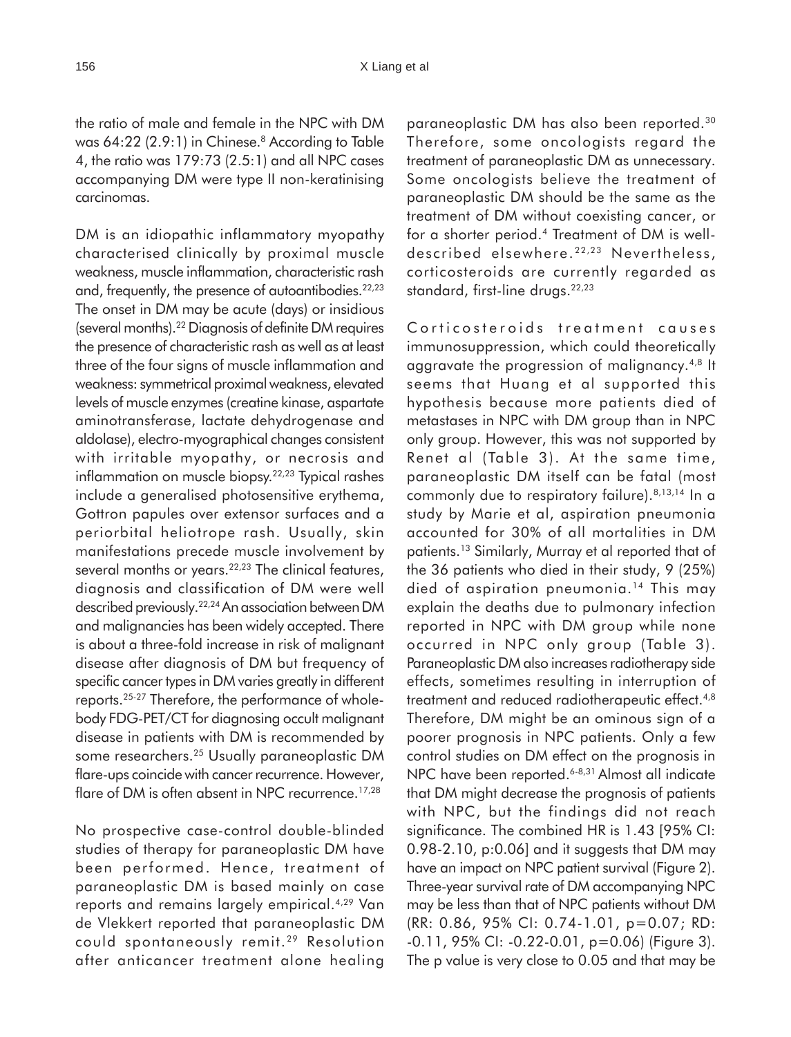the ratio of male and female in the NPC with DM was 64:22 (2.9:1) in Chinese.[8] According to Table 4, the ratio was 179:73 (2.5:1) and all NPC cases accompanying DM were type II non-keratinising carcinomas.

DM is an idiopathic inflammatory myopathy characterised clinically by proximal muscle weakness, muscle inflammation, characteristic rash and, frequently, the presence of autoantibodies.[22,23] The onset in DM may be acute (days) or insidious (several months).[22] Diagnosis of definite DM requires the presence of characteristic rash as well as at least three of the four signs of muscle inflammation and weakness: symmetrical proximal weakness, elevated levels of muscle enzymes (creatine kinase, aspartate aminotransferase, lactate dehydrogenase and aldolase), electro-myographical changes consistent with irritable myopathy, or necrosis and inflammation on muscle biopsy.[22,23] Typical rashes include a generalised photosensitive erythema, Gottron papules over extensor surfaces and a periorbital heliotrope rash. Usually, skin manifestations precede muscle involvement by several months or years.[22,23] The clinical features, diagnosis and classification of DM were well described previously.[22,24] An association between DM and malignancies has been widely accepted. There is about a three-fold increase in risk of malignant disease after diagnosis of DM but frequency of specific cancer types in DM varies greatly in different reports.[25-27] Therefore, the performance of whole-body FDG-PET/CT for diagnosing occult malignant disease in patients with DM is recommended by some researchers.[25] Usually paraneoplastic DM flare-ups coincide with cancer recurrence. However, flare of DM is often absent in NPC recurrence.[17,28]

No prospective case-control double-blinded studies of therapy for paraneoplastic DM have been performed. Hence, treatment of paraneoplastic DM is based mainly on case reports and remains largely empirical.[4,29] Van de Vlekkert reported that paraneoplastic DM could spontaneously remit.[29] Resolution after anticancer treatment alone healing paraneoplastic DM has also been reported.[30] Therefore, some oncologists regard the treatment of paraneoplastic DM as unnecessary. Some oncologists believe the treatment of paraneoplastic DM should be the same as the treatment of DM without coexisting cancer, or for a shorter period.[4] Treatment of DM is well-described elsewhere.[22,23] Nevertheless, corticosteroids are currently regarded as standard, first-line drugs.[22,23]

Corticosteroids treatment causes immunosuppression, which could theoretically aggravate the progression of malignancy.[4,8] It seems that Huang et al supported this hypothesis because more patients died of metastases in NPC with DM group than in NPC only group. However, this was not supported by Renet al (Table 3). At the same time, paraneoplastic DM itself can be fatal (most commonly due to respiratory failure).[8,13,14] In a study by Marie et al, aspiration pneumonia accounted for 30% of all mortalities in DM patients.[13] Similarly, Murray et al reported that of the 36 patients who died in their study, 9 (25%) died of aspiration pneumonia.[14] This may explain the deaths due to pulmonary infection reported in NPC with DM group while none occurred in NPC only group (Table 3). Paraneoplastic DM also increases radiotherapy side effects, sometimes resulting in interruption of treatment and reduced radiotherapeutic effect.[4,8] Therefore, DM might be an ominous sign of a poorer prognosis in NPC patients. Only a few control studies on DM effect on the prognosis in NPC have been reported.[6-8,31] Almost all indicate that DM might decrease the prognosis of patients with NPC, but the findings did not reach significance. The combined HR is 1.43 [95% CI: 0.98-2.10, p:0.06] and it suggests that DM may have an impact on NPC patient survival (Figure 2). Three-year survival rate of DM accompanying NPC may be less than that of NPC patients without DM (RR: 0.86, 95% CI: 0.74-1.01, $p=0.07$; RD: -0.11, 95% CI: -0.22-0.01, $p=0.06$) (Figure 3). The p value is very close to 0.05 and that may be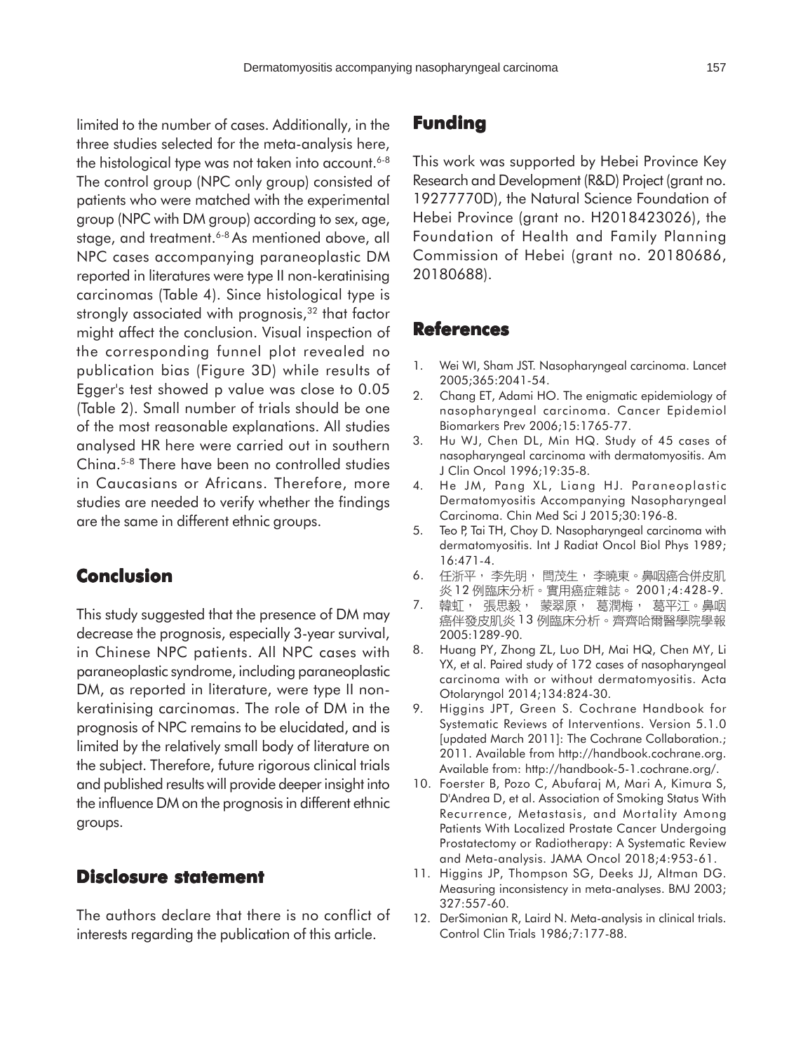limited to the number of cases. Additionally, in the three studies selected for the meta-analysis here, the histological type was not taken into account.[6-8] The control group (NPC only group) consisted of patients who were matched with the experimental group (NPC with DM group) according to sex, age, stage, and treatment.[6-8] As mentioned above, all NPC cases accompanying paraneoplastic DM reported in literatures were type II non-keratinising carcinomas (Table 4). Since histological type is strongly associated with prognosis,[32] that factor might affect the conclusion. Visual inspection of the corresponding funnel plot revealed no publication bias (Figure 3D) while results of Egger's test showed p value was close to 0.05 (Table 2). Small number of trials should be one of the most reasonable explanations. All studies analysed HR here were carried out in southern China.[5-8] There have been no controlled studies in Caucasians or Africans. Therefore, more studies are needed to verify whether the findings are the same in different ethnic groups.

## Conclusion

This study suggested that the presence of DM may decrease the prognosis, especially 3-year survival, in Chinese NPC patients. All NPC cases with paraneoplastic syndrome, including paraneoplastic DM, as reported in literature, were type II non-keratinising carcinomas. The role of DM in the prognosis of NPC remains to be elucidated, and is limited by the relatively small body of literature on the subject. Therefore, future rigorous clinical trials and published results will provide deeper insight into the influence DM on the prognosis in different ethnic groups.

## Disclosure statement

The authors declare that there is no conflict of interests regarding the publication of this article.

## Funding

This work was supported by Hebei Province Key Research and Development (R&D) Project (grant no. 19277770D), the Natural Science Foundation of Hebei Province (grant no. H2018423026), the Foundation of Health and Family Planning Commission of Hebei (grant no. 20180686, 20180688).

## References

1. Wei WI, Sham JST. Nasopharyngeal carcinoma. Lancet 2005;365:2041-54.
2. Chang ET, Adami HO. The enigmatic epidemiology of nasopharyngeal carcinoma. Cancer Epidemiol Biomarkers Prev 2006;15:1765-77.
3. Hu WJ, Chen DL, Min HQ. Study of 45 cases of nasopharyngeal carcinoma with dermatomyositis. Am J Clin Oncol 1996;19:35-8.
4. He JM, Pang XL, Liang HJ. Paraneoplastic Dermatomyositis Accompanying Nasopharyngeal Carcinoma. Chin Med Sci J 2015;30:196-8.
5. Teo P, Tai TH, Choy D. Nasopharyngeal carcinoma with dermatomyositis. Int J Radiat Oncol Biol Phys 1989; 16:471-4.
6. 任浙平， 李先明， 閆茂生， 李曉東。鼻咽癌合併皮肌炎12例臨床分析。實用癌症雜誌。 2001;4:428-9.
7. 韓虹， 張思毅， 蒙翠原， 葛潤梅， 葛平江。鼻咽癌伴發皮肌炎13 例臨床分析。齊齊哈爾醫學院學報 2005:1289-90.
8. Huang PY, Zhong ZL, Luo DH, Mai HQ, Chen MY, Li YX, et al. Paired study of 172 cases of nasopharyngeal carcinoma with or without dermatomyositis. Acta Otolaryngol 2014;134:824-30.
9. Higgins JPT, Green S. Cochrane Handbook for Systematic Reviews of Interventions. Version 5.1.0 [updated March 2011]: The Cochrane Collaboration.; 2011. Available from http://handbook.cochrane.org. Available from: http://handbook-5-1.cochrane.org/.
10. Foerster B, Pozo C, Abufaraj M, Mari A, Kimura S, D'Andrea D, et al. Association of Smoking Status With Recurrence, Metastasis, and Mortality Among Patients With Localized Prostate Cancer Undergoing Prostatectomy or Radiotherapy: A Systematic Review and Meta-analysis. JAMA Oncol 2018;4:953-61.
11. Higgins JP, Thompson SG, Deeks JJ, Altman DG. Measuring inconsistency in meta-analyses. BMJ 2003; 327:557-60.
12. DerSimonian R, Laird N. Meta-analysis in clinical trials. Control Clin Trials 1986;7:177-88.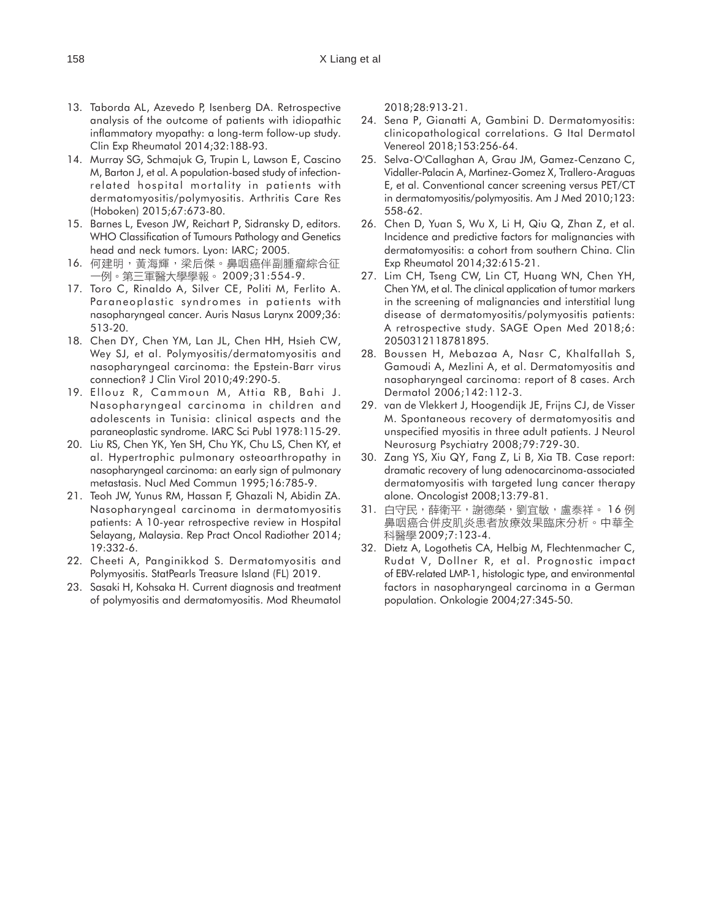13. Taborda AL, Azevedo P, Isenberg DA. Retrospective analysis of the outcome of patients with idiopathic inflammatory myopathy: a long-term follow-up study. Clin Exp Rheumatol 2014;32:188-93.
14. Murray SG, Schmajuk G, Trupin L, Lawson E, Cascino M, Barton J, et al. A population-based study of infection-related hospital mortality in patients with dermatomyositis/polymyositis. Arthritis Care Res (Hoboken) 2015;67:673-80.
15. Barnes L, Eveson JW, Reichart P, Sidransky D, editors. WHO Classification of Tumours Pathology and Genetics head and neck tumors. Lyon: IARC; 2005.
16. 何建明，黃海輝，梁后傑。鼻咽癌伴副腫瘤綜合征一例。第三軍醫大學學報。 2009;31:554-9.
17. Toro C, Rinaldo A, Silver CE, Politi M, Ferlito A. Paraneoplastic syndromes in patients with nasopharyngeal cancer. Auris Nasus Larynx 2009;36: 513-20.
18. Chen DY, Chen YM, Lan JL, Chen HH, Hsieh CW, Wey SJ, et al. Polymyositis/dermatomyositis and nasopharyngeal carcinoma: the Epstein-Barr virus connection? J Clin Virol 2010;49:290-5.
19. Ellouz R, Cammoun M, Attia RB, Bahi J. Nasopharyngeal carcinoma in children and adolescents in Tunisia: clinical aspects and the paraneoplastic syndrome. IARC Sci Publ 1978:115-29.
20. Liu RS, Chen YK, Yen SH, Chu YK, Chu LS, Chen KY, et al. Hypertrophic pulmonary osteoarthropathy in nasopharyngeal carcinoma: an early sign of pulmonary metastasis. Nucl Med Commun 1995;16:785-9.
21. Teoh JW, Yunus RM, Hassan F, Ghazali N, Abidin ZA. Nasopharyngeal carcinoma in dermatomyositis patients: A 10-year retrospective review in Hospital Selayang, Malaysia. Rep Pract Oncol Radiother 2014; 19:332-6.
22. Cheeti A, Panginikkod S. Dermatomyositis and Polymyositis. StatPearls Treasure Island (FL) 2019.
23. Sasaki H, Kohsaka H. Current diagnosis and treatment of polymyositis and dermatomyositis. Mod Rheumatol 2018;28:913-21.
24. Sena P, Gianatti A, Gambini D. Dermatomyositis: clinicopathological correlations. G Ital Dermatol Venereol 2018;153:256-64.
25. Selva-O'Callaghan A, Grau JM, Gamez-Cenzano C, Vidaller-Palacin A, Martinez-Gomez X, Trallero-Araguas E, et al. Conventional cancer screening versus PET/CT in dermatomyositis/polymyositis. Am J Med 2010;123: 558-62.
26. Chen D, Yuan S, Wu X, Li H, Qiu Q, Zhan Z, et al. Incidence and predictive factors for malignancies with dermatomyositis: a cohort from southern China. Clin Exp Rheumatol 2014;32:615-21.
27. Lim CH, Tseng CW, Lin CT, Huang WN, Chen YH, Chen YM, et al. The clinical application of tumor markers in the screening of malignancies and interstitial lung disease of dermatomyositis/polymyositis patients: A retrospective study. SAGE Open Med 2018;6: 2050312118781895.
28. Boussen H, Mebazaa A, Nasr C, Khalfallah S, Gamoudi A, Mezlini A, et al. Dermatomyositis and nasopharyngeal carcinoma: report of 8 cases. Arch Dermatol 2006;142:112-3.
29. van de Vlekkert J, Hoogendijk JE, Frijns CJ, de Visser M. Spontaneous recovery of dermatomyositis and unspecified myositis in three adult patients. J Neurol Neurosurg Psychiatry 2008;79:729-30.
30. Zang YS, Xiu QY, Fang Z, Li B, Xia TB. Case report: dramatic recovery of lung adenocarcinoma-associated dermatomyositis with targeted lung cancer therapy alone. Oncologist 2008;13:79-81.
31. 白守民，薛衛平，謝德榮，劉宜敏，盧泰祥。 16 例鼻咽癌合併皮肌炎患者放療效果臨床分析。中華全科醫學 2009;7:123-4.
32. Dietz A, Logothetis CA, Helbig M, Flechtenmacher C, Rudat V, Dollner R, et al. Prognostic impact of EBV-related LMP-1, histologic type, and environmental factors in nasopharyngeal carcinoma in a German population. Onkologie 2004;27:345-50.